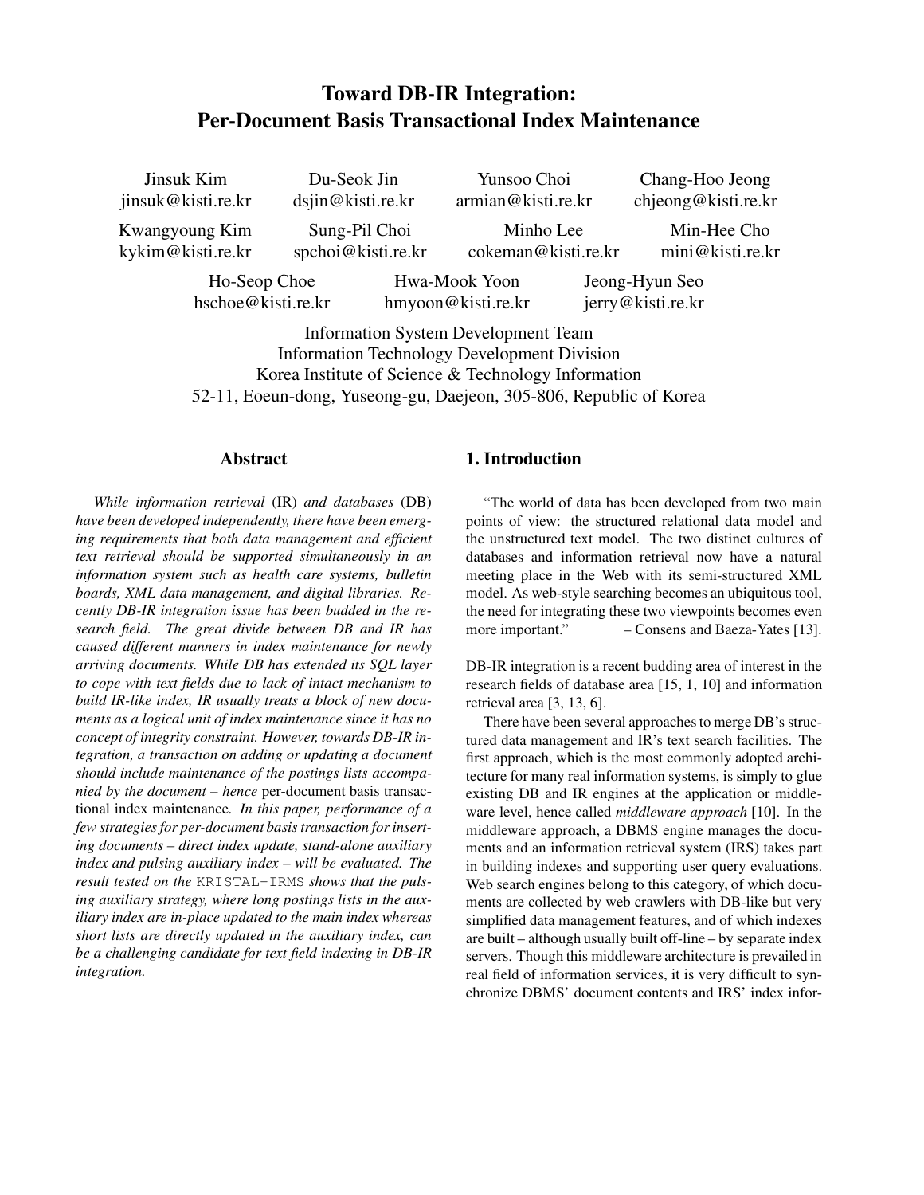# Toward DB-IR Integration: Per-Document Basis Transactional Index Maintenance

Jinsuk Kim
jinsuk@kisti.re.kr

Du-Seok Jin
dsjin@kisti.re.kr

Yunsoo Choi
armian@kisti.re.kr

Chang-Hoo Jeong
chjeong@kisti.re.kr

Kwangyoung Kim
kykim@kisti.re.kr

Sung-Pil Choi
spchoi@kisti.re.kr

Minho Lee
cokeman@kisti.re.kr

Min-Hee Cho
mini@kisti.re.kr

Ho-Seop Choe
hschoe@kisti.re.kr

Hwa-Mook Yoon
hmyoon@kisti.re.kr

Jeong-Hyun Seo
jerry@kisti.re.kr

Information System Development Team
Information Technology Development Division
Korea Institute of Science & Technology Information
52-11, Eoeun-dong, Yuseong-gu, Daejeon, 305-806, Republic of Korea

## Abstract

*While information retrieval* (IR) *and databases* (DB) *have been developed independently, there have been emerging requirements that both data management and efficient text retrieval should be supported simultaneously in an information system such as health care systems, bulletin boards, XML data management, and digital libraries. Recently DB-IR integration issue has been budded in the research field. The great divide between DB and IR has caused different manners in index maintenance for newly arriving documents. While DB has extended its SQL layer to cope with text fields due to lack of intact mechanism to build IR-like index, IR usually treats a block of new documents as a logical unit of index maintenance since it has no concept of integrity constraint. However, towards DB-IR integration, a transaction on adding or updating a document should include maintenance of the postings lists accompanied by the document – hence* per-document basis transactional index maintenance*. In this paper, performance of a few strategies for per-document basis transaction for inserting documents – direct index update, stand-alone auxiliary index and pulsing auxiliary index – will be evaluated. The result tested on the* KRISTAL-IRMS *shows that the pulsing auxiliary strategy, where long postings lists in the auxiliary index are in-place updated to the main index whereas short lists are directly updated in the auxiliary index, can be a challenging candidate for text field indexing in DB-IR integration.*

## 1. Introduction

"The world of data has been developed from two main points of view: the structured relational data model and the unstructured text model. The two distinct cultures of databases and information retrieval now have a natural meeting place in the Web with its semi-structured XML model. As web-style searching becomes an ubiquitous tool, the need for integrating these two viewpoints becomes even more important." – Consens and Baeza-Yates [13].

DB-IR integration is a recent budding area of interest in the research fields of database area [15, 1, 10] and information retrieval area [3, 13, 6].

There have been several approaches to merge DB's structured data management and IR's text search facilities. The first approach, which is the most commonly adopted architecture for many real information systems, is simply to glue existing DB and IR engines at the application or middleware level, hence called *middleware approach* [10]. In the middleware approach, a DBMS engine manages the documents and an information retrieval system (IRS) takes part in building indexes and supporting user query evaluations. Web search engines belong to this category, of which documents are collected by web crawlers with DB-like but very simplified data management features, and of which indexes are built – although usually built off-line – by separate index servers. Though this middleware architecture is prevailed in real field of information services, it is very difficult to synchronize DBMS' document contents and IRS' index infor-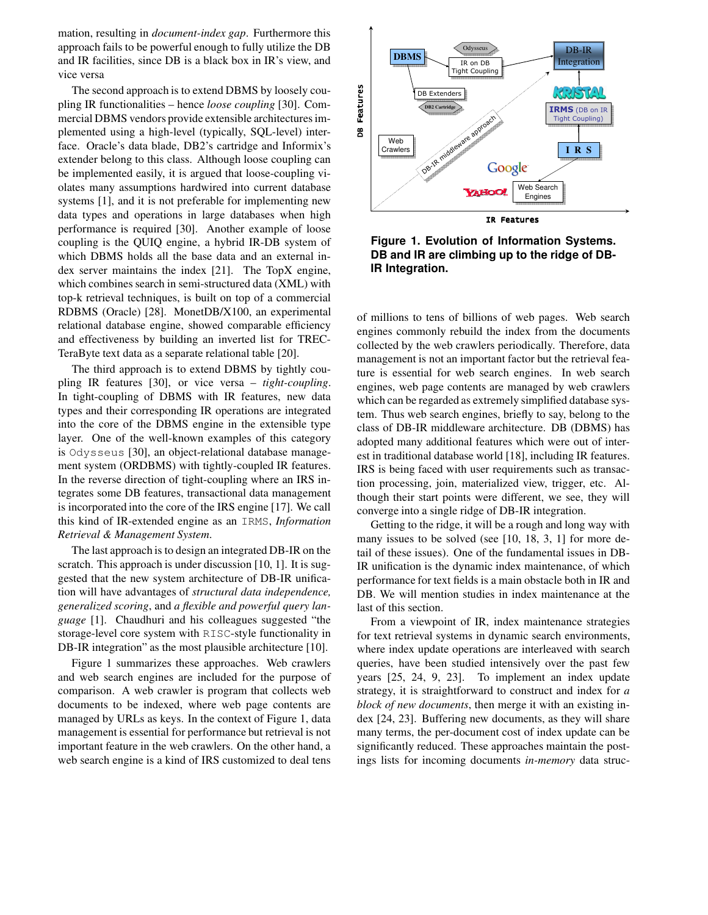mation, resulting in *document-index gap*. Furthermore this approach fails to be powerful enough to fully utilize the DB and IR facilities, since DB is a black box in IR's view, and vice versa

The second approach is to extend DBMS by loosely coupling IR functionalities – hence *loose coupling* [30]. Commercial DBMS vendors provide extensible architectures implemented using a high-level (typically, SQL-level) interface. Oracle's data blade, DB2's cartridge and Informix's extender belong to this class. Although loose coupling can be implemented easily, it is argued that loose-coupling violates many assumptions hardwired into current database systems [1], and it is not preferable for implementing new data types and operations in large databases when high performance is required [30]. Another example of loose coupling is the QUIQ engine, a hybrid IR-DB system of which DBMS holds all the base data and an external index server maintains the index [21]. The TopX engine, which combines search in semi-structured data (XML) with top-k retrieval techniques, is built on top of a commercial RDBMS (Oracle) [28]. MonetDB/X100, an experimental relational database engine, showed comparable efficiency and effectiveness by building an inverted list for TREC-TeraByte text data as a separate relational table [20].

The third approach is to extend DBMS by tightly coupling IR features [30], or vice versa – *tight-coupling*. In tight-coupling of DBMS with IR features, new data types and their corresponding IR operations are integrated into the core of the DBMS engine in the extensible type layer. One of the well-known examples of this category is `Odysseus` [30], an object-relational database management system (ORDBMS) with tightly-coupled IR features. In the reverse direction of tight-coupling where an IRS integrates some DB features, transactional data management is incorporated into the core of the IRS engine [17]. We call this kind of IR-extended engine as an `IRMS`, *Information Retrieval & Management System*.

The last approach is to design an integrated DB-IR on the scratch. This approach is under discussion [10, 1]. It is suggested that the new system architecture of DB-IR unification will have advantages of *structural data independence, generalized scoring*, and *a flexible and powerful query language* [1]. Chaudhuri and his colleagues suggested "the storage-level core system with `RISC`-style functionality in DB-IR integration" as the most plausible architecture [10].

Figure 1 summarizes these approaches. Web crawlers and web search engines are included for the purpose of comparison. A web crawler is program that collects web documents to be indexed, where web page contents are managed by URLs as keys. In the context of Figure 1, data management is essential for performance but retrieval is not important feature in the web crawlers. On the other hand, a web search engine is a kind of IRS customized to deal tens

**Figure 1. Evolution of Information Systems. DB and IR are climbing up to the ridge of DB-IR Integration.**

of millions to tens of billions of web pages. Web search engines commonly rebuild the index from the documents collected by the web crawlers periodically. Therefore, data management is not an important factor but the retrieval feature is essential for web search engines. In web search engines, web page contents are managed by web crawlers which can be regarded as extremely simplified database system. Thus web search engines, briefly to say, belong to the class of DB-IR middleware architecture. DB (DBMS) has adopted many additional features which were out of interest in traditional database world [18], including IR features. IRS is being faced with user requirements such as transaction processing, join, materialized view, trigger, etc. Although their start points were different, we see, they will converge into a single ridge of DB-IR integration.

Getting to the ridge, it will be a rough and long way with many issues to be solved (see [10, 18, 3, 1] for more detail of these issues). One of the fundamental issues in DB-IR unification is the dynamic index maintenance, of which performance for text fields is a main obstacle both in IR and DB. We will mention studies in index maintenance at the last of this section.

From a viewpoint of IR, index maintenance strategies for text retrieval systems in dynamic search environments, where index update operations are interleaved with search queries, have been studied intensively over the past few years [25, 24, 9, 23]. To implement an index update strategy, it is straightforward to construct and index for *a block of new documents*, then merge it with an existing index [24, 23]. Buffering new documents, as they will share many terms, the per-document cost of index update can be significantly reduced. These approaches maintain the postings lists for incoming documents *in-memory* data struc-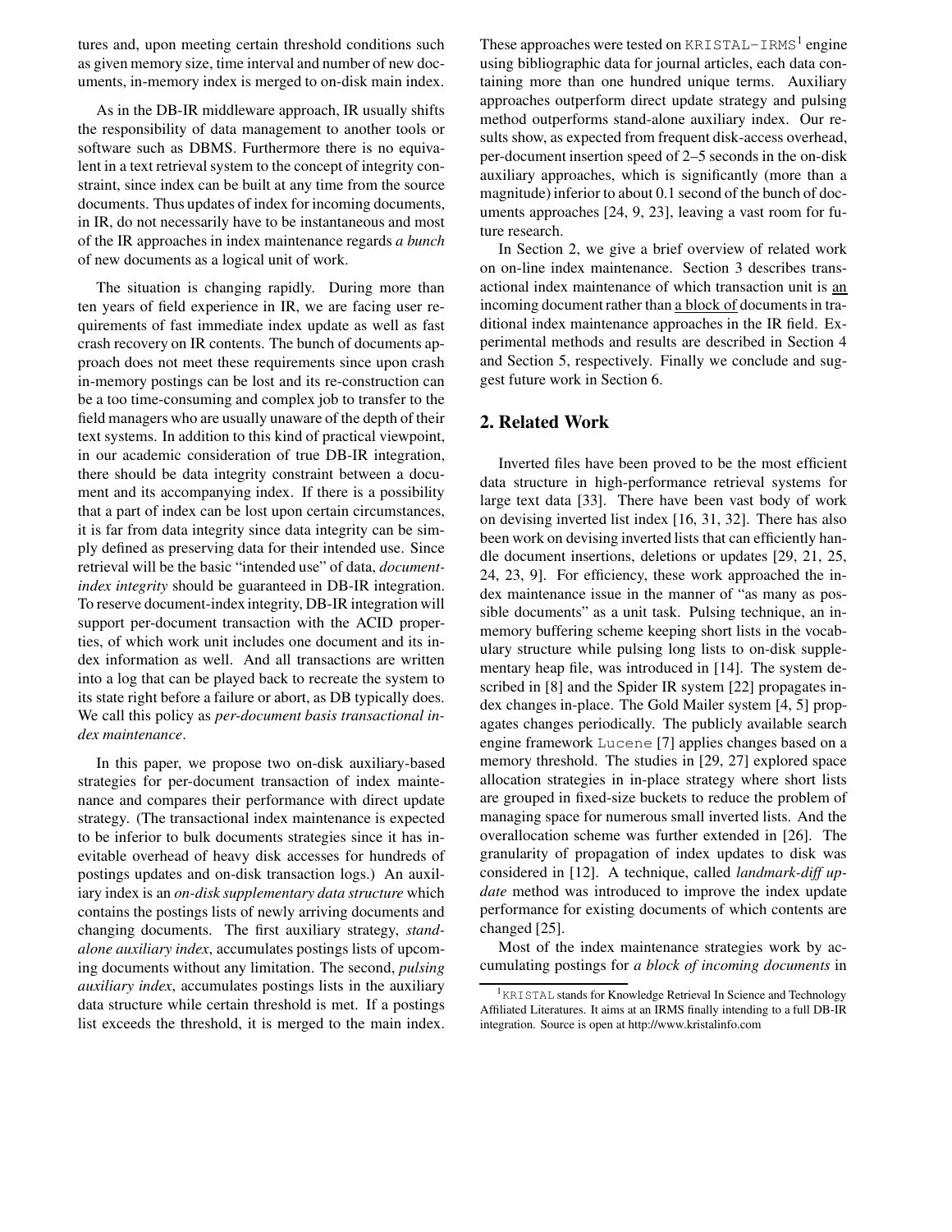tures and, upon meeting certain threshold conditions such as given memory size, time interval and number of new documents, in-memory index is merged to on-disk main index.

As in the DB-IR middleware approach, IR usually shifts the responsibility of data management to another tools or software such as DBMS. Furthermore there is no equivalent in a text retrieval system to the concept of integrity constraint, since index can be built at any time from the source documents. Thus updates of index for incoming documents, in IR, do not necessarily have to be instantaneous and most of the IR approaches in index maintenance regards *a bunch* of new documents as a logical unit of work.

The situation is changing rapidly. During more than ten years of field experience in IR, we are facing user requirements of fast immediate index update as well as fast crash recovery on IR contents. The bunch of documents approach does not meet these requirements since upon crash in-memory postings can be lost and its re-construction can be a too time-consuming and complex job to transfer to the field managers who are usually unaware of the depth of their text systems. In addition to this kind of practical viewpoint, in our academic consideration of true DB-IR integration, there should be data integrity constraint between a document and its accompanying index. If there is a possibility that a part of index can be lost upon certain circumstances, it is far from data integrity since data integrity can be simply defined as preserving data for their intended use. Since retrieval will be the basic "intended use" of data, *document-index integrity* should be guaranteed in DB-IR integration. To reserve document-index integrity, DB-IR integration will support per-document transaction with the ACID properties, of which work unit includes one document and its index information as well. And all transactions are written into a log that can be played back to recreate the system to its state right before a failure or abort, as DB typically does. We call this policy as *per-document basis transactional index maintenance*.

In this paper, we propose two on-disk auxiliary-based strategies for per-document transaction of index maintenance and compares their performance with direct update strategy. (The transactional index maintenance is expected to be inferior to bulk documents strategies since it has inevitable overhead of heavy disk accesses for hundreds of postings updates and on-disk transaction logs.) An auxiliary index is an *on-disk supplementary data structure* which contains the postings lists of newly arriving documents and changing documents. The first auxiliary strategy, *stand-alone auxiliary index*, accumulates postings lists of upcoming documents without any limitation. The second, *pulsing auxiliary index*, accumulates postings lists in the auxiliary data structure while certain threshold is met. If a postings list exceeds the threshold, it is merged to the main index. These approaches were tested on `KRISTAL-IRMS`[1] engine using bibliographic data for journal articles, each data containing more than one hundred unique terms. Auxiliary approaches outperform direct update strategy and pulsing method outperforms stand-alone auxiliary index. Our results show, as expected from frequent disk-access overhead, per-document insertion speed of 2–5 seconds in the on-disk auxiliary approaches, which is significantly (more than a magnitude) inferior to about 0.1 second of the bunch of documents approaches [24, 9, 23], leaving a vast room for future research.

In Section 2, we give a brief overview of related work on on-line index maintenance. Section 3 describes transactional index maintenance of which transaction unit is <u>an</u> incoming document rather than <u>a block of</u> documents in traditional index maintenance approaches in the IR field. Experimental methods and results are described in Section 4 and Section 5, respectively. Finally we conclude and suggest future work in Section 6.

## 2. Related Work

Inverted files have been proved to be the most efficient data structure in high-performance retrieval systems for large text data [33]. There have been vast body of work on devising inverted list index [16, 31, 32]. There has also been work on devising inverted lists that can efficiently handle document insertions, deletions or updates [29, 21, 25, 24, 23, 9]. For efficiency, these work approached the index maintenance issue in the manner of "as many as possible documents" as a unit task. Pulsing technique, an in-memory buffering scheme keeping short lists in the vocabulary structure while pulsing long lists to on-disk supplementary heap file, was introduced in [14]. The system described in [8] and the Spider IR system [22] propagates index changes in-place. The Gold Mailer system [4, 5] propagates changes periodically. The publicly available search engine framework `Lucene` [7] applies changes based on a memory threshold. The studies in [29, 27] explored space allocation strategies in in-place strategy where short lists are grouped in fixed-size buckets to reduce the problem of managing space for numerous small inverted lists. And the overallocation scheme was further extended in [26]. The granularity of propagation of index updates to disk was considered in [12]. A technique, called *landmark-diff update* method was introduced to improve the index update performance for existing documents of which contents are changed [25].

Most of the index maintenance strategies work by accumulating postings for *a block of incoming documents* in

[1] `KRISTAL` stands for Knowledge Retrieval In Science and Technology Affiliated Literatures. It aims at an IRMS finally intending to a full DB-IR integration. Source is open at http://www.kristalinfo.com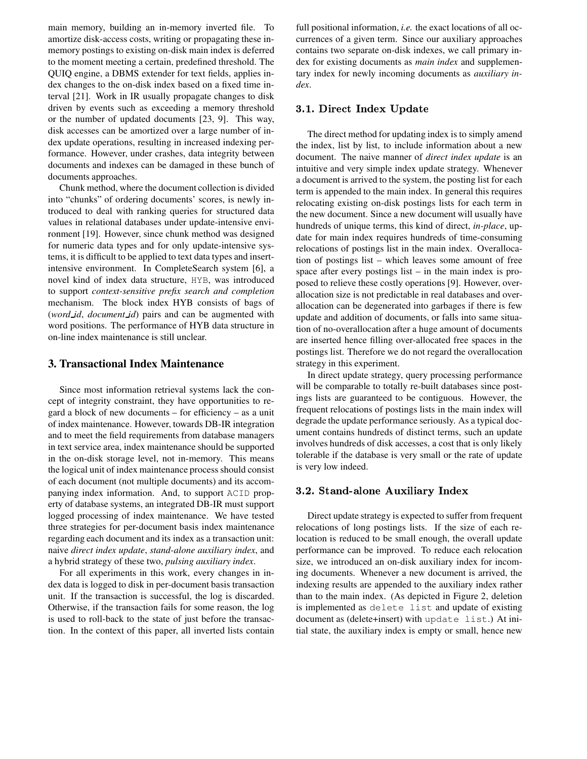main memory, building an in-memory inverted file. To amortize disk-access costs, writing or propagating these in-memory postings to existing on-disk main index is deferred to the moment meeting a certain, predefined threshold. The QUIQ engine, a DBMS extender for text fields, applies index changes to the on-disk index based on a fixed time interval [21]. Work in IR usually propagate changes to disk driven by events such as exceeding a memory threshold or the number of updated documents [23, 9]. This way, disk accesses can be amortized over a large number of index update operations, resulting in increased indexing performance. However, under crashes, data integrity between documents and indexes can be damaged in these bunch of documents approaches.

Chunk method, where the document collection is divided into "chunks" of ordering documents' scores, is newly introduced to deal with ranking queries for structured data values in relational databases under update-intensive environment [19]. However, since chunk method was designed for numeric data types and for only update-intensive systems, it is difficult to be applied to text data types and insert-intensive environment. In CompleteSearch system [6], a novel kind of index data structure, HYB, was introduced to support *context-sensitive prefix search and completion* mechanism. The block index HYB consists of bags of (*word_id*, *document_id*) pairs and can be augmented with word positions. The performance of HYB data structure in on-line index maintenance is still unclear.

# 3. Transactional Index Maintenance

Since most information retrieval systems lack the concept of integrity constraint, they have opportunities to regard a block of new documents – for efficiency – as a unit of index maintenance. However, towards DB-IR integration and to meet the field requirements from database managers in text service area, index maintenance should be supported in the on-disk storage level, not in-memory. This means the logical unit of index maintenance process should consist of each document (not multiple documents) and its accompanying index information. And, to support ACID property of database systems, an integrated DB-IR must support logged processing of index maintenance. We have tested three strategies for per-document basis index maintenance regarding each document and its index as a transaction unit: naive *direct index update*, *stand-alone auxiliary index*, and a hybrid strategy of these two, *pulsing auxiliary index*.

For all experiments in this work, every changes in index data is logged to disk in per-document basis transaction unit. If the transaction is successful, the log is discarded. Otherwise, if the transaction fails for some reason, the log is used to roll-back to the state of just before the transaction. In the context of this paper, all inverted lists contain full positional information, *i.e.* the exact locations of all occurrences of a given term. Since our auxiliary approaches contains two separate on-disk indexes, we call primary index for existing documents as *main index* and supplementary index for newly incoming documents as *auxiliary index*.

## 3.1. Direct Index Update

The direct method for updating index is to simply amend the index, list by list, to include information about a new document. The naive manner of *direct index update* is an intuitive and very simple index update strategy. Whenever a document is arrived to the system, the posting list for each term is appended to the main index. In general this requires relocating existing on-disk postings lists for each term in the new document. Since a new document will usually have hundreds of unique terms, this kind of direct, *in-place*, update for main index requires hundreds of time-consuming relocations of postings list in the main index. Overallocation of postings list – which leaves some amount of free space after every postings list – in the main index is proposed to relieve these costly operations [9]. However, overallocation size is not predictable in real databases and overallocation can be degenerated into garbages if there is few update and addition of documents, or falls into same situation of no-overallocation after a huge amount of documents are inserted hence filling over-allocated free spaces in the postings list. Therefore we do not regard the overallocation strategy in this experiment.

In direct update strategy, query processing performance will be comparable to totally re-built databases since postings lists are guaranteed to be contiguous. However, the frequent relocations of postings lists in the main index will degrade the update performance seriously. As a typical document contains hundreds of distinct terms, such an update involves hundreds of disk accesses, a cost that is only likely tolerable if the database is very small or the rate of update is very low indeed.

## 3.2. Stand-alone Auxiliary Index

Direct update strategy is expected to suffer from frequent relocations of long postings lists. If the size of each relocation is reduced to be small enough, the overall update performance can be improved. To reduce each relocation size, we introduced an on-disk auxiliary index for incoming documents. Whenever a new document is arrived, the indexing results are appended to the auxiliary index rather than to the main index. (As depicted in Figure 2, deletion is implemented as delete list and update of existing document as (delete+insert) with update list.) At initial state, the auxiliary index is empty or small, hence new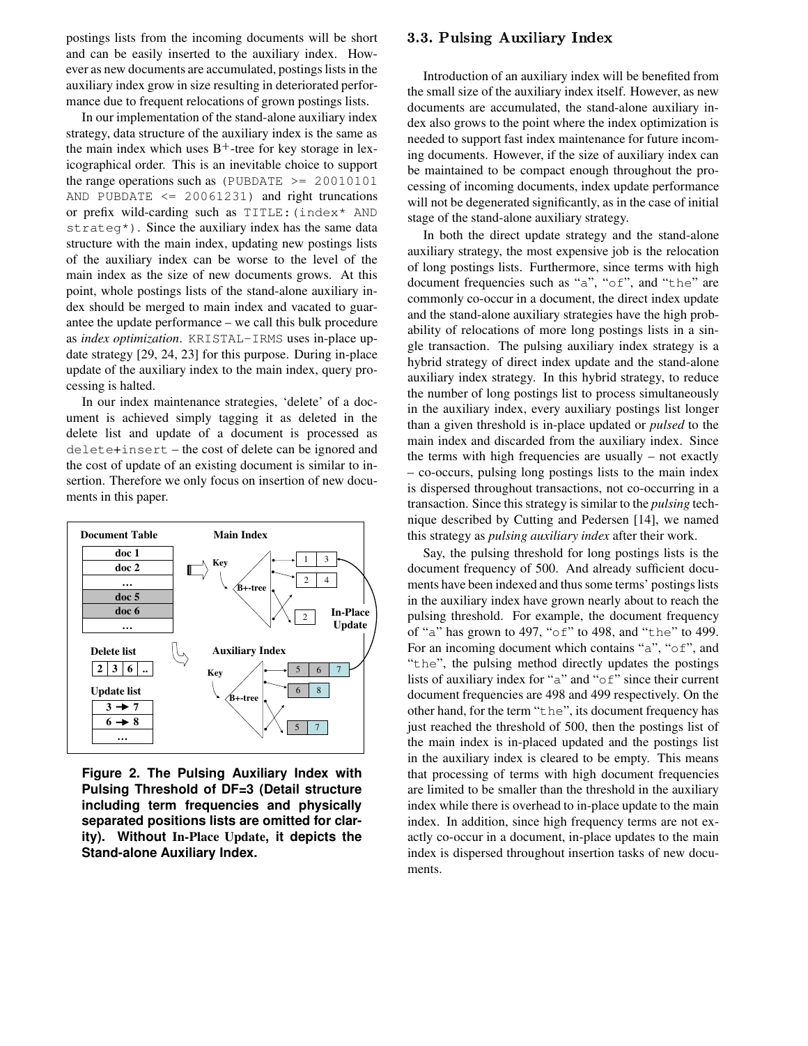postings lists from the incoming documents will be short and can be easily inserted to the auxiliary index. However as new documents are accumulated, postings lists in the auxiliary index grow in size resulting in deteriorated performance due to frequent relocations of grown postings lists.

In our implementation of the stand-alone auxiliary index strategy, data structure of the auxiliary index is the same as the main index which uses B+-tree for key storage in lexicographical order. This is an inevitable choice to support the range operations such as `(PUBDATE >= 20010101 AND PUBDATE <= 20061231)` and right truncations or prefix wild-carding such as `TITLE:(index* AND strateg*)`. Since the auxiliary index has the same data structure with the main index, updating new postings lists of the auxiliary index can be worse to the level of the main index as the size of new documents grows. At this point, whole postings lists of the stand-alone auxiliary index should be merged to main index and vacated to guarantee the update performance – we call this bulk procedure as *index optimization*. `KRISTAL-IRMS` uses in-place update strategy [29, 24, 23] for this purpose. During in-place update of the auxiliary index to the main index, query processing is halted.

In our index maintenance strategies, 'delete' of a document is achieved simply tagging it as deleted in the delete list and update of a document is processed as `delete+insert` – the cost of delete can be ignored and the cost of update of an existing document is similar to insertion. Therefore we only focus on insertion of new documents in this paper.

Document Table
doc 1
doc 2
…
doc 5
doc 6
…
Delete list
2 3 6 ..
Update list
3 → 7
6 → 8
…
Main Index
Key
B+-tree
1 3
2 4
2
In-Place Update
Auxiliary Index
Key
B+-tree
5 6 7
6 8
5 7

**Figure 2. The Pulsing Auxiliary Index with Pulsing Threshold of DF=3 (Detail structure including term frequencies and physically separated positions lists are omitted for clarity). Without In-Place Update, it depicts the Stand-alone Auxiliary Index.**

### 3.3. Pulsing Auxiliary Index

Introduction of an auxiliary index will be benefited from the small size of the auxiliary index itself. However, as new documents are accumulated, the stand-alone auxiliary index also grows to the point where the index optimization is needed to support fast index maintenance for future incoming documents. However, if the size of auxiliary index can be maintained to be compact enough throughout the processing of incoming documents, index update performance will not be degenerated significantly, as in the case of initial stage of the stand-alone auxiliary strategy.

In both the direct update strategy and the stand-alone auxiliary strategy, the most expensive job is the relocation of long postings lists. Furthermore, since terms with high document frequencies such as "`a`", "`of`", and "`the`" are commonly co-occur in a document, the direct index update and the stand-alone auxiliary strategies have the high probability of relocations of more long postings lists in a single transaction. The pulsing auxiliary index strategy is a hybrid strategy of direct index update and the stand-alone auxiliary index strategy. In this hybrid strategy, to reduce the number of long postings list to process simultaneously in the auxiliary index, every auxiliary postings list longer than a given threshold is in-place updated or *pulsed* to the main index and discarded from the auxiliary index. Since the terms with high frequencies are usually – not exactly – co-occurs, pulsing long postings lists to the main index is dispersed throughout transactions, not co-occurring in a transaction. Since this strategy is similar to the *pulsing* technique described by Cutting and Pedersen [14], we named this strategy as *pulsing auxiliary index* after their work.

Say, the pulsing threshold for long postings lists is the document frequency of 500. And already sufficient documents have been indexed and thus some terms' postings lists in the auxiliary index have grown nearly about to reach the pulsing threshold. For example, the document frequency of "`a`" has grown to 497, "`of`" to 498, and "`the`" to 499. For an incoming document which contains "`a`", "`of`", and "`the`", the pulsing method directly updates the postings lists of auxiliary index for "`a`" and "`of`" since their current document frequencies are 498 and 499 respectively. On the other hand, for the term "`the`", its document frequency has just reached the threshold of 500, then the postings list of the main index is in-placed updated and the postings list in the auxiliary index is cleared to be empty. This means that processing of terms with high document frequencies are limited to be smaller than the threshold in the auxiliary index while there is overhead to in-place update to the main index. In addition, since high frequency terms are not exactly co-occur in a document, in-place updates to the main index is dispersed throughout insertion tasks of new documents.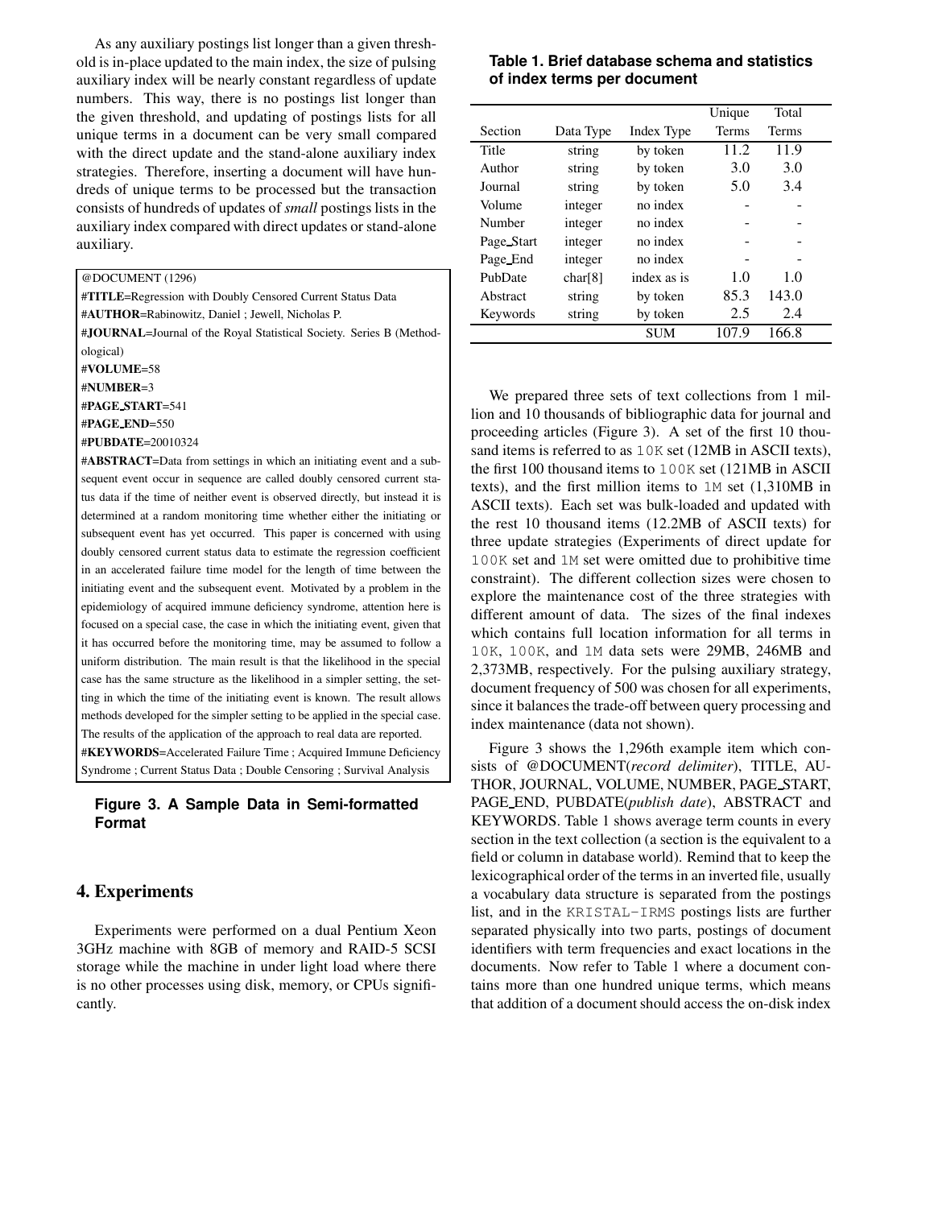As any auxiliary postings list longer than a given threshold is in-place updated to the main index, the size of pulsing auxiliary index will be nearly constant regardless of update numbers. This way, there is no postings list longer than the given threshold, and updating of postings lists for all unique terms in a document can be very small compared with the direct update and the stand-alone auxiliary index strategies. Therefore, inserting a document will have hundreds of unique terms to be processed but the transaction consists of hundreds of updates of *small* postings lists in the auxiliary index compared with direct updates or stand-alone auxiliary.

@DOCUMENT (1296)
**#TITLE**=Regression with Doubly Censored Current Status Data
**#AUTHOR**=Rabinowitz, Daniel ; Jewell, Nicholas P.
**#JOURNAL**=Journal of the Royal Statistical Society. Series B (Methodological)
**#VOLUME**=58
**#NUMBER**=3
**#PAGE_START**=541
**#PAGE_END**=550
**#PUBDATE**=20010324
**#ABSTRACT**=Data from settings in which an initiating event and a subsequent event occur in sequence are called doubly censored current status data if the time of neither event is observed directly, but instead it is determined at a random monitoring time whether either the initiating or subsequent event has yet occurred. This paper is concerned with using doubly censored current status data to estimate the regression coefficient in an accelerated failure time model for the length of time between the initiating event and the subsequent event. Motivated by a problem in the epidemiology of acquired immune deficiency syndrome, attention here is focused on a special case, the case in which the initiating event, given that it has occurred before the monitoring time, may be assumed to follow a uniform distribution. The main result is that the likelihood in the special case has the same structure as the likelihood in a simpler setting, the setting in which the time of the initiating event is known. The result allows methods developed for the simpler setting to be applied in the special case. The results of the application of the approach to real data are reported.
**#KEYWORDS**=Accelerated Failure Time ; Acquired Immune Deficiency Syndrome ; Current Status Data ; Double Censoring ; Survival Analysis

**Figure 3. A Sample Data in Semi-formatted Format**

## 4. Experiments

Experiments were performed on a dual Pentium Xeon 3GHz machine with 8GB of memory and RAID-5 SCSI storage while the machine in under light load where there is no other processes using disk, memory, or CPUs significantly.

**Table 1. Brief database schema and statistics of index terms per document**

| Section | Data Type | Index Type | Unique Terms | Total Terms |
|---|---|---|---|---|
| Title | string | by token | 11.2 | 11.9 |
| Author | string | by token | 3.0 | 3.0 |
| Journal | string | by token | 5.0 | 3.4 |
| Volume | integer | no index | - | - |
| Number | integer | no index | - | - |
| Page_Start | integer | no index | - | - |
| Page_End | integer | no index | - | - |
| PubDate | char[8] | index as is | 1.0 | 1.0 |
| Abstract | string | by token | 85.3 | 143.0 |
| Keywords | string | by token | 2.5 | 2.4 |
| | | SUM | 107.9 | 166.8 |

We prepared three sets of text collections from 1 million and 10 thousands of bibliographic data for journal and proceeding articles (Figure 3). A set of the first 10 thousand items is referred to as `10K` set (12MB in ASCII texts), the first 100 thousand items to `100K` set (121MB in ASCII texts), and the first million items to `1M` set (1,310MB in ASCII texts). Each set was bulk-loaded and updated with the rest 10 thousand items (12.2MB of ASCII texts) for three update strategies (Experiments of direct update for `100K` set and `1M` set were omitted due to prohibitive time constraint). The different collection sizes were chosen to explore the maintenance cost of the three strategies with different amount of data. The sizes of the final indexes which contains full location information for all terms in `10K`, `100K`, and `1M` data sets were 29MB, 246MB and 2,373MB, respectively. For the pulsing auxiliary strategy, document frequency of 500 was chosen for all experiments, since it balances the trade-off between query processing and index maintenance (data not shown).

Figure 3 shows the 1,296th example item which consists of @DOCUMENT(*record delimiter*), TITLE, AUTHOR, JOURNAL, VOLUME, NUMBER, PAGE_START, PAGE_END, PUBDATE(*publish date*), ABSTRACT and KEYWORDS. Table 1 shows average term counts in every section in the text collection (a section is the equivalent to a field or column in database world). Remind that to keep the lexicographical order of the terms in an inverted file, usually a vocabulary data structure is separated from the postings list, and in the `KRISTAL-IRMS` postings lists are further separated physically into two parts, postings of document identifiers with term frequencies and exact locations in the documents. Now refer to Table 1 where a document contains more than one hundred unique terms, which means that addition of a document should access the on-disk index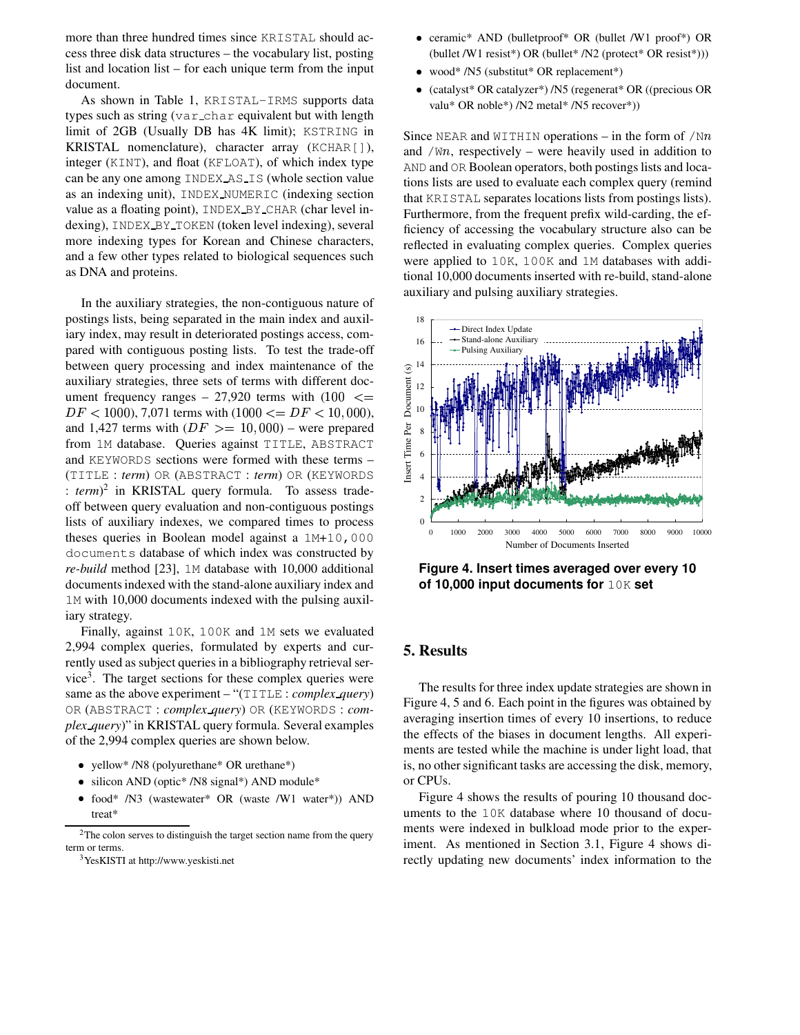more than three hundred times since KRISTAL should access three disk data structures – the vocabulary list, posting list and location list – for each unique term from the input document.

As shown in Table 1, KRISTAL-IRMS supports data types such as string (var_char equivalent but with length limit of 2GB (Usually DB has 4K limit); KSTRING in KRISTAL nomenclature), character array (KCHAR[]), integer (KINT), and float (KFLOAT), of which index type can be any one among INDEX_AS_IS (whole section value as an indexing unit), INDEX_NUMERIC (indexing section value as a floating point), INDEX_BY_CHAR (char level indexing), INDEX_BY_TOKEN (token level indexing), several more indexing types for Korean and Chinese characters, and a few other types related to biological sequences such as DNA and proteins.

In the auxiliary strategies, the non-contiguous nature of postings lists, being separated in the main index and auxiliary index, may result in deteriorated postings access, compared with contiguous posting lists. To test the trade-off between query processing and index maintenance of the auxiliary strategies, three sets of terms with different document frequency ranges – 27,920 terms with ($100 <= DF < 1000$), 7,071 terms with ($1000 <= DF < 10,000$), and 1,427 terms with ($DF >= 10,000$) – were prepared from 1M database. Queries against TITLE, ABSTRACT and KEYWORDS sections were formed with these terms – (TITLE : *term*) OR (ABSTRACT : *term*) OR (KEYWORDS : *term*)[2] in KRISTAL query formula. To assess trade-off between query evaluation and non-contiguous postings lists of auxiliary indexes, we compared times to process theses queries in Boolean model against a 1M+10,000 documents database of which index was constructed by *re-build* method [23], 1M database with 10,000 additional documents indexed with the stand-alone auxiliary index and 1M with 10,000 documents indexed with the pulsing auxiliary strategy.

Finally, against 10K, 100K and 1M sets we evaluated 2,994 complex queries, formulated by experts and currently used as subject queries in a bibliography retrieval service[3]. The target sections for these complex queries were same as the above experiment – "(TITLE : *complex_query*) OR (ABSTRACT : *complex_query*) OR (KEYWORDS : *complex_query*)" in KRISTAL query formula. Several examples of the 2,994 complex queries are shown below.

- yellow* /N8 (polyurethane* OR urethane*)
- silicon AND (optic* /N8 signal*) AND module*
- food* /N3 (wastewater* OR (waste /W1 water*)) AND treat*
- ceramic* AND (bulletproof* OR (bullet /W1 proof*) OR (bullet /W1 resist*) OR (bullet* /N2 (protect* OR resist*)))
- wood* /N5 (substitut* OR replacement*)
- (catalyst* OR catalyzer*) /N5 (regenerat* OR ((precious OR valu* OR noble*) /N2 metal* /N5 recover*))

Since NEAR and WITHIN operations – in the form of /N$n$ and /W$n$, respectively – were heavily used in addition to AND and OR Boolean operators, both postings lists and locations lists are used to evaluate each complex query (remind that KRISTAL separates locations lists from postings lists). Furthermore, from the frequent prefix wild-carding, the efficiency of accessing the vocabulary structure also can be reflected in evaluating complex queries. Complex queries were applied to 10K, 100K and 1M databases with additional 10,000 documents inserted with re-build, stand-alone auxiliary and pulsing auxiliary strategies.

**Figure 4. Insert times averaged over every 10 of 10,000 input documents for 10K set**

## 5. Results

The results for three index update strategies are shown in Figure 4, 5 and 6. Each point in the figures was obtained by averaging insertion times of every 10 insertions, to reduce the effects of the biases in document lengths. All experiments are tested while the machine is under light load, that is, no other significant tasks are accessing the disk, memory, or CPUs.

Figure 4 shows the results of pouring 10 thousand documents to the 10K database where 10 thousand of documents were indexed in bulkload mode prior to the experiment. As mentioned in Section 3.1, Figure 4 shows directly updating new documents' index information to the

[2] The colon serves to distinguish the target section name from the query term or terms.

[3] YesKISTI at http://www.yeskisti.net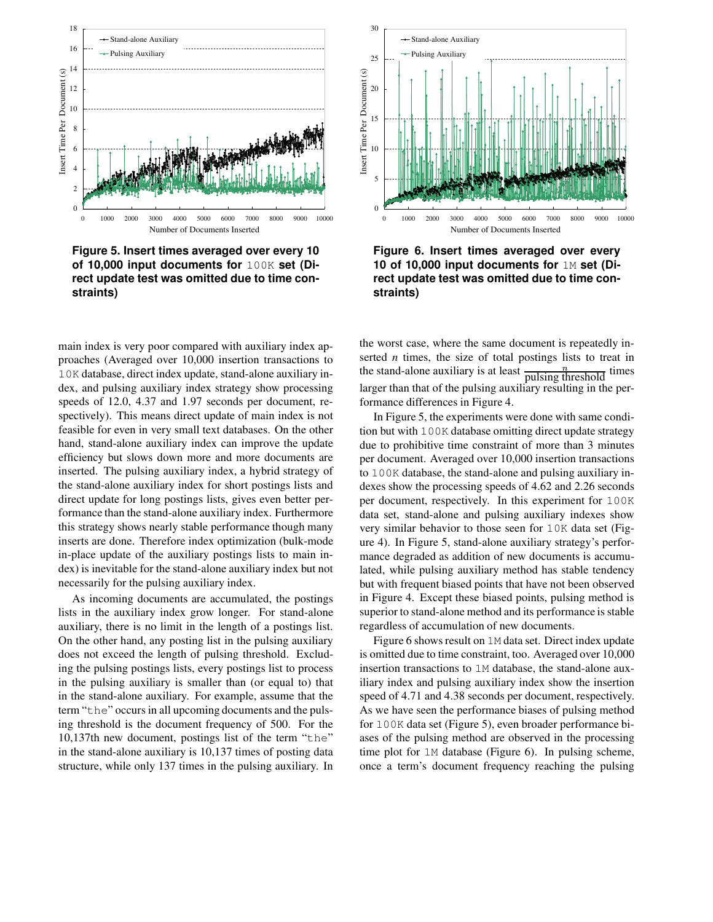Figure 5. Insert times averaged over every 10 of 10,000 input documents for `100K` set (Direct update test was omitted due to time constraints)

Figure 6. Insert times averaged over every 10 of 10,000 input documents for `1M` set (Direct update test was omitted due to time constraints)

main index is very poor compared with auxiliary index approaches (Averaged over 10,000 insertion transactions to `10K` database, direct index update, stand-alone auxiliary index, and pulsing auxiliary index strategy show processing speeds of 12.0, 4.37 and 1.97 seconds per document, respectively). This means direct update of main index is not feasible for even in very small text databases. On the other hand, stand-alone auxiliary index can improve the update efficiency but slows down more and more documents are inserted. The pulsing auxiliary index, a hybrid strategy of the stand-alone auxiliary index for short postings lists and direct update for long postings lists, gives even better performance than the stand-alone auxiliary index. Furthermore this strategy shows nearly stable performance though many inserts are done. Therefore index optimization (bulk-mode in-place update of the auxiliary postings lists to main index) is inevitable for the stand-alone auxiliary index but not necessarily for the pulsing auxiliary index.

As incoming documents are accumulated, the postings lists in the auxiliary index grow longer. For stand-alone auxiliary, there is no limit in the length of a postings list. On the other hand, any posting list in the pulsing auxiliary does not exceed the length of pulsing threshold. Excluding the pulsing postings lists, every postings list to process in the pulsing auxiliary is smaller than (or equal to) that in the stand-alone auxiliary. For example, assume that the term "`the`" occurs in all upcoming documents and the pulsing threshold is the document frequency of 500. For the 10,137th new document, postings list of the term "`the`" in the stand-alone auxiliary is 10,137 times of posting data structure, while only 137 times in the pulsing auxiliary. In the worst case, where the same document is repeatedly inserted $n$ times, the size of total postings lists to treat in the stand-alone auxiliary is at least $\frac{n}{\text{pulsing threshold}}$ times larger than that of the pulsing auxiliary resulting in the performance differences in Figure 4.

In Figure 5, the experiments were done with same condition but with `100K` database omitting direct update strategy due to prohibitive time constraint of more than 3 minutes per document. Averaged over 10,000 insertion transactions to `100K` database, the stand-alone and pulsing auxiliary indexes show the processing speeds of 4.62 and 2.26 seconds per document, respectively. In this experiment for `100K` data set, stand-alone and pulsing auxiliary indexes show very similar behavior to those seen for `10K` data set (Figure 4). In Figure 5, stand-alone auxiliary strategy's performance degraded as addition of new documents is accumulated, while pulsing auxiliary method has stable tendency but with frequent biased points that have not been observed in Figure 4. Except these biased points, pulsing method is superior to stand-alone method and its performance is stable regardless of accumulation of new documents.

Figure 6 shows result on `1M` data set. Direct index update is omitted due to time constraint, too. Averaged over 10,000 insertion transactions to `1M` database, the stand-alone auxiliary index and pulsing auxiliary index show the insertion speed of 4.71 and 4.38 seconds per document, respectively. As we have seen the performance biases of pulsing method for `100K` data set (Figure 5), even broader performance biases of the pulsing method are observed in the processing time plot for `1M` database (Figure 6). In pulsing scheme, once a term's document frequency reaching the pulsing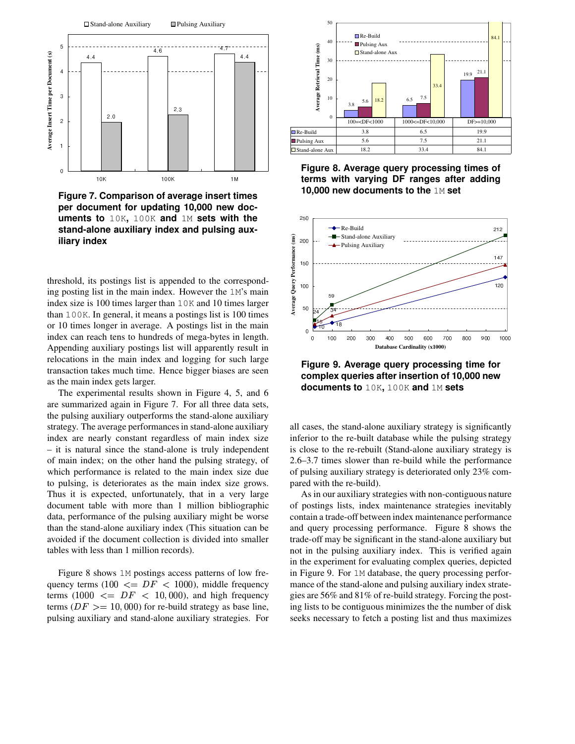Figure 7. Comparison of average insert times per document for updating 10,000 new documents to `10K`, `100K` and `1M` sets with the stand-alone auxiliary index and pulsing auxiliary index

threshold, its postings list is appended to the corresponding posting list in the main index. However the `1M`'s main index size is 100 times larger than `10K` and 10 times larger than `100K`. In general, it means a postings list is 100 times or 10 times longer in average. A postings list in the main index can reach tens to hundreds of mega-bytes in length. Appending auxiliary postings list will apparently result in relocations in the main index and logging for such large transaction takes much time. Hence bigger biases are seen as the main index gets larger.

The experimental results shown in Figure 4, 5, and 6 are summarized again in Figure 7. For all three data sets, the pulsing auxiliary outperforms the stand-alone auxiliary strategy. The average performances in stand-alone auxiliary index are nearly constant regardless of main index size – it is natural since the stand-alone is truly independent of main index; on the other hand the pulsing strategy, of which performance is related to the main index size due to pulsing, is deteriorates as the main index size grows. Thus it is expected, unfortunately, that in a very large document table with more than 1 million bibliographic data, performance of the pulsing auxiliary might be worse than the stand-alone auxiliary index (This situation can be avoided if the document collection is divided into smaller tables with less than 1 million records).

Figure 8 shows `1M` postings access patterns of low frequency terms ($100 <= DF < 1000$), middle frequency terms ($1000 <= DF < 10,000$), and high frequency terms ($DF >= 10,000$) for re-build strategy as base line, pulsing auxiliary and stand-alone auxiliary strategies. For all cases, the stand-alone auxiliary strategy is significantly inferior to the re-built database while the pulsing strategy is close to the re-rebuilt (Stand-alone auxiliary strategy is 2.6–3.7 times slower than re-build while the performance of pulsing auxiliary strategy is deteriorated only 23% compared with the re-build).

| | 100=<DF<1000 | 1000<=DF<10,000 | DF>=10,000 |
|---|---|---|---|
| Re-Build | 3.8 | 6.5 | 19.9 |
| Pulsing Aux | 5.6 | 7.5 | 21.1 |
| Stand-alone Aux | 18.2 | 33.4 | 84.1 |

Figure 8. Average query processing times of terms with varying DF ranges after adding 10,000 new documents to the `1M` set

Figure 9. Average query processing time for complex queries after insertion of 10,000 new documents to `10K`, `100K` and `1M` sets

As in our auxiliary strategies with non-contiguous nature of postings lists, index maintenance strategies inevitably contain a trade-off between index maintenance performance and query processing performance. Figure 8 shows the trade-off may be significant in the stand-alone auxiliary but not in the pulsing auxiliary index. This is verified again in the experiment for evaluating complex queries, depicted in Figure 9. For `1M` database, the query processing performance of the stand-alone and pulsing auxiliary index strategies are 56% and 81% of re-build strategy. Forcing the posting lists to be contiguous minimizes the the number of disk seeks necessary to fetch a posting list and thus maximizes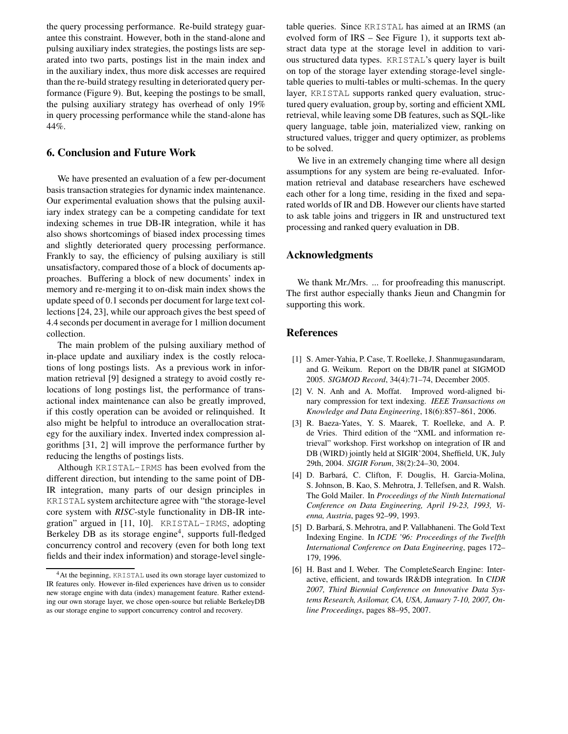the query processing performance. Re-build strategy guarantee this constraint. However, both in the stand-alone and pulsing auxiliary index strategies, the postings lists are separated into two parts, postings list in the main index and in the auxiliary index, thus more disk accesses are required than the re-build strategy resulting in deteriorated query performance (Figure 9). But, keeping the postings to be small, the pulsing auxiliary strategy has overhead of only 19% in query processing performance while the stand-alone has 44%.

## 6. Conclusion and Future Work

We have presented an evaluation of a few per-document basis transaction strategies for dynamic index maintenance. Our experimental evaluation shows that the pulsing auxiliary index strategy can be a competing candidate for text indexing schemes in true DB-IR integration, while it has also shows shortcomings of biased index processing times and slightly deteriorated query processing performance. Frankly to say, the efficiency of pulsing auxiliary is still unsatisfactory, compared those of a block of documents approaches. Buffering a block of new documents' index in memory and re-merging it to on-disk main index shows the update speed of 0.1 seconds per document for large text collections [24, 23], while our approach gives the best speed of 4.4 seconds per document in average for 1 million document collection.

The main problem of the pulsing auxiliary method of in-place update and auxiliary index is the costly relocations of long postings lists. As a previous work in information retrieval [9] designed a strategy to avoid costly relocations of long postings list, the performance of transactional index maintenance can also be greatly improved, if this costly operation can be avoided or relinquished. It also might be helpful to introduce an overallocation strategy for the auxiliary index. Inverted index compression algorithms [31, 2] will improve the performance further by reducing the lengths of postings lists.

Although KRISTAL-IRMS has been evolved from the different direction, but intending to the same point of DB-IR integration, many parts of our design principles in KRISTAL system architecture agree with "the storage-level core system with ***RISC***-style functionality in DB-IR integration" argued in [11, 10]. KRISTAL-IRMS, adopting Berkeley DB as its storage engine[4], supports full-fledged concurrency control and recovery (even for both long text fields and their index information) and storage-level single-table queries. Since KRISTAL has aimed at an IRMS (an evolved form of IRS – See Figure 1), it supports text abstract data type at the storage level in addition to various structured data types. KRISTAL's query layer is built on top of the storage layer extending storage-level single-table queries to multi-tables or multi-schemas. In the query layer, KRISTAL supports ranked query evaluation, structured query evaluation, group by, sorting and efficient XML retrieval, while leaving some DB features, such as SQL-like query language, table join, materialized view, ranking on structured values, trigger and query optimizer, as problems to be solved.

We live in an extremely changing time where all design assumptions for any system are being re-evaluated. Information retrieval and database researchers have eschewed each other for a long time, residing in the fixed and separated worlds of IR and DB. However our clients have started to ask table joins and triggers in IR and unstructured text processing and ranked query evaluation in DB.

[4] At the beginning, KRISTAL used its own storage layer customized to IR features only. However in-filed experiences have driven us to consider new storage engine with data (index) management feature. Rather extending our own storage layer, we chose open-source but reliable BerkeleyDB as our storage engine to support concurrency control and recovery.

## Acknowledgments

We thank Mr./Mrs. ... for proofreading this manuscript. The first author especially thanks Jieun and Changmin for supporting this work.

## References

[1] S. Amer-Yahia, P. Case, T. Roelleke, J. Shanmugasundaram, and G. Weikum. Report on the DB/IR panel at SIGMOD 2005. *SIGMOD Record*, 34(4):71–74, December 2005.

[2] V. N. Anh and A. Moffat. Improved word-aligned binary compression for text indexing. *IEEE Transactions on Knowledge and Data Engineering*, 18(6):857–861, 2006.

[3] R. Baeza-Yates, Y. S. Maarek, T. Roelleke, and A. P. de Vries. Third edition of the "XML and information retrieval" workshop. First workshop on integration of IR and DB (WIRD) jointly held at SIGIR'2004, Sheffield, UK, July 29th, 2004. *SIGIR Forum*, 38(2):24–30, 2004.

[4] D. Barbará, C. Clifton, F. Douglis, H. Garcia-Molina, S. Johnson, B. Kao, S. Mehrotra, J. Tellefsen, and R. Walsh. The Gold Mailer. In *Proceedings of the Ninth International Conference on Data Engineering, April 19-23, 1993, Vienna, Austria*, pages 92–99, 1993.

[5] D. Barbará, S. Mehrotra, and P. Vallabhaneni. The Gold Text Indexing Engine. In *ICDE '96: Proceedings of the Twelfth International Conference on Data Engineering*, pages 172–179, 1996.

[6] H. Bast and I. Weber. The CompleteSearch Engine: Interactive, efficient, and towards IR&DB integration. In *CIDR 2007, Third Biennial Conference on Innovative Data Systems Research, Asilomar, CA, USA, January 7-10, 2007, Online Proceedings*, pages 88–95, 2007.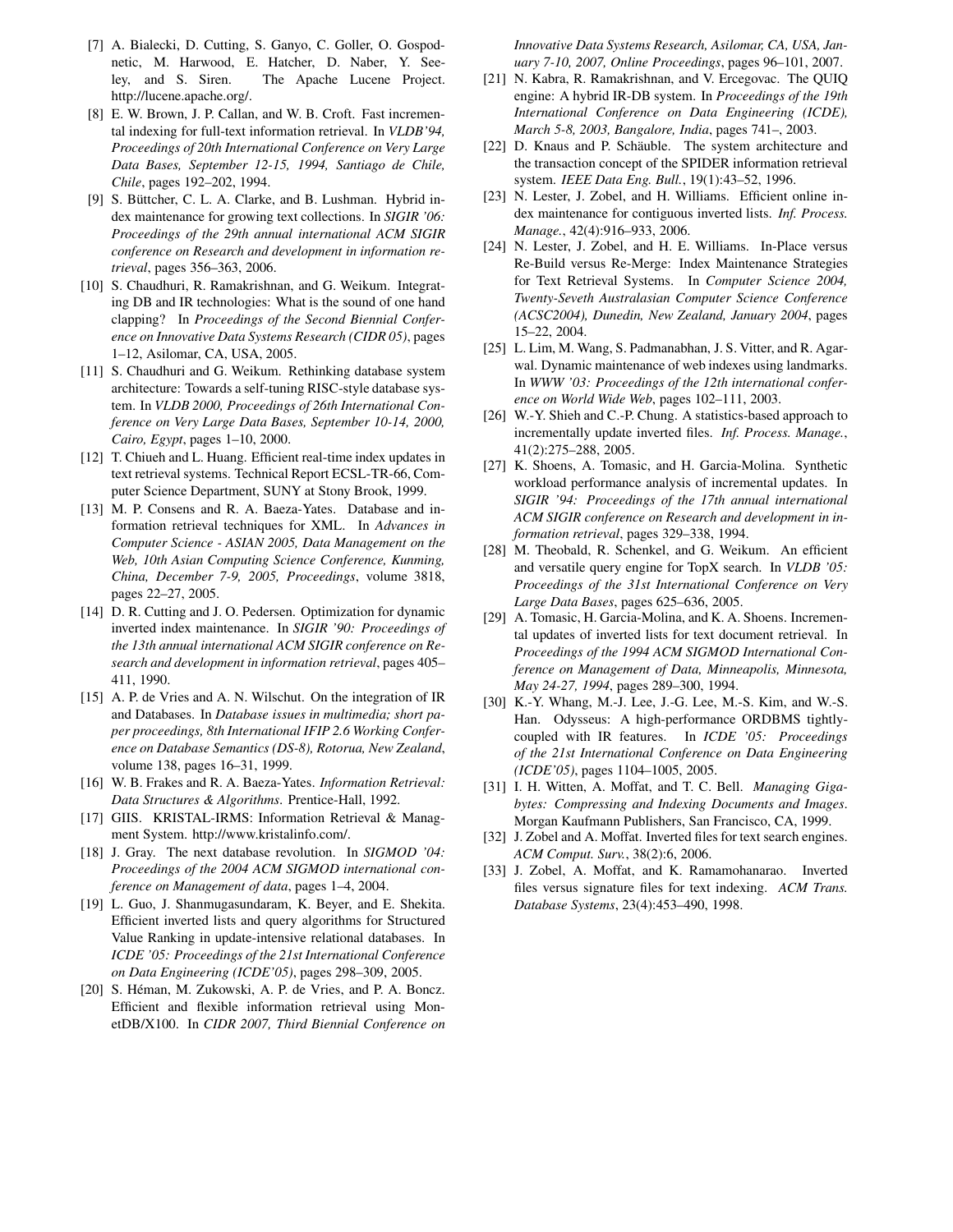[7] A. Bialecki, D. Cutting, S. Ganyo, C. Goller, O. Gospodnetic, M. Harwood, E. Hatcher, D. Naber, Y. Seeley, and S. Siren. The Apache Lucene Project. http://lucene.apache.org/.

[8] E. W. Brown, J. P. Callan, and W. B. Croft. Fast incremental indexing for full-text information retrieval. In *VLDB'94, Proceedings of 20th International Conference on Very Large Data Bases, September 12-15, 1994, Santiago de Chile, Chile*, pages 192–202, 1994.

[9] S. Büttcher, C. L. A. Clarke, and B. Lushman. Hybrid index maintenance for growing text collections. In *SIGIR '06: Proceedings of the 29th annual international ACM SIGIR conference on Research and development in information retrieval*, pages 356–363, 2006.

[10] S. Chaudhuri, R. Ramakrishnan, and G. Weikum. Integrating DB and IR technologies: What is the sound of one hand clapping? In *Proceedings of the Second Biennial Conference on Innovative Data Systems Research (CIDR 05)*, pages 1–12, Asilomar, CA, USA, 2005.

[11] S. Chaudhuri and G. Weikum. Rethinking database system architecture: Towards a self-tuning RISC-style database system. In *VLDB 2000, Proceedings of 26th International Conference on Very Large Data Bases, September 10-14, 2000, Cairo, Egypt*, pages 1–10, 2000.

[12] T. Chiueh and L. Huang. Efficient real-time index updates in text retrieval systems. Technical Report ECSL-TR-66, Computer Science Department, SUNY at Stony Brook, 1999.

[13] M. P. Consens and R. A. Baeza-Yates. Database and information retrieval techniques for XML. In *Advances in Computer Science - ASIAN 2005, Data Management on the Web, 10th Asian Computing Science Conference, Kunming, China, December 7-9, 2005, Proceedings*, volume 3818, pages 22–27, 2005.

[14] D. R. Cutting and J. O. Pedersen. Optimization for dynamic inverted index maintenance. In *SIGIR '90: Proceedings of the 13th annual international ACM SIGIR conference on Research and development in information retrieval*, pages 405–411, 1990.

[15] A. P. de Vries and A. N. Wilschut. On the integration of IR and Databases. In *Database issues in multimedia; short paper proceedings, 8th International IFIP 2.6 Working Conference on Database Semantics (DS-8), Rotorua, New Zealand*, volume 138, pages 16–31, 1999.

[16] W. B. Frakes and R. A. Baeza-Yates. *Information Retrieval: Data Structures & Algorithms*. Prentice-Hall, 1992.

[17] GIIS. KRISTAL-IRMS: Information Retrieval & Managment System. http://www.kristalinfo.com/.

[18] J. Gray. The next database revolution. In *SIGMOD '04: Proceedings of the 2004 ACM SIGMOD international conference on Management of data*, pages 1–4, 2004.

[19] L. Guo, J. Shanmugasundaram, K. Beyer, and E. Shekita. Efficient inverted lists and query algorithms for Structured Value Ranking in update-intensive relational databases. In *ICDE '05: Proceedings of the 21st International Conference on Data Engineering (ICDE'05)*, pages 298–309, 2005.

[20] S. Héman, M. Zukowski, A. P. de Vries, and P. A. Boncz. Efficient and flexible information retrieval using MonetDB/X100. In *CIDR 2007, Third Biennial Conference on Innovative Data Systems Research, Asilomar, CA, USA, January 7-10, 2007, Online Proceedings*, pages 96–101, 2007.

[21] N. Kabra, R. Ramakrishnan, and V. Ercegovac. The QUIQ engine: A hybrid IR-DB system. In *Proceedings of the 19th International Conference on Data Engineering (ICDE), March 5-8, 2003, Bangalore, India*, pages 741–, 2003.

[22] D. Knaus and P. Schäuble. The system architecture and the transaction concept of the SPIDER information retrieval system. *IEEE Data Eng. Bull.*, 19(1):43–52, 1996.

[23] N. Lester, J. Zobel, and H. Williams. Efficient online index maintenance for contiguous inverted lists. *Inf. Process. Manage.*, 42(4):916–933, 2006.

[24] N. Lester, J. Zobel, and H. E. Williams. In-Place versus Re-Build versus Re-Merge: Index Maintenance Strategies for Text Retrieval Systems. In *Computer Science 2004, Twenty-Seveth Australasian Computer Science Conference (ACSC2004), Dunedin, New Zealand, January 2004*, pages 15–22, 2004.

[25] L. Lim, M. Wang, S. Padmanabhan, J. S. Vitter, and R. Agarwal. Dynamic maintenance of web indexes using landmarks. In *WWW '03: Proceedings of the 12th international conference on World Wide Web*, pages 102–111, 2003.

[26] W.-Y. Shieh and C.-P. Chung. A statistics-based approach to incrementally update inverted files. *Inf. Process. Manage.*, 41(2):275–288, 2005.

[27] K. Shoens, A. Tomasic, and H. Garcia-Molina. Synthetic workload performance analysis of incremental updates. In *SIGIR '94: Proceedings of the 17th annual international ACM SIGIR conference on Research and development in information retrieval*, pages 329–338, 1994.

[28] M. Theobald, R. Schenkel, and G. Weikum. An efficient and versatile query engine for TopX search. In *VLDB '05: Proceedings of the 31st International Conference on Very Large Data Bases*, pages 625–636, 2005.

[29] A. Tomasic, H. Garcia-Molina, and K. A. Shoens. Incremental updates of inverted lists for text document retrieval. In *Proceedings of the 1994 ACM SIGMOD International Conference on Management of Data, Minneapolis, Minnesota, May 24-27, 1994*, pages 289–300, 1994.

[30] K.-Y. Whang, M.-J. Lee, J.-G. Lee, M.-S. Kim, and W.-S. Han. Odysseus: A high-performance ORDBMS tightly-coupled with IR features. In *ICDE '05: Proceedings of the 21st International Conference on Data Engineering (ICDE'05)*, pages 1104–1005, 2005.

[31] I. H. Witten, A. Moffat, and T. C. Bell. *Managing Gigabytes: Compressing and Indexing Documents and Images*. Morgan Kaufmann Publishers, San Francisco, CA, 1999.

[32] J. Zobel and A. Moffat. Inverted files for text search engines. *ACM Comput. Surv.*, 38(2):6, 2006.

[33] J. Zobel, A. Moffat, and K. Ramamohanarao. Inverted files versus signature files for text indexing. *ACM Trans. Database Systems*, 23(4):453–490, 1998.